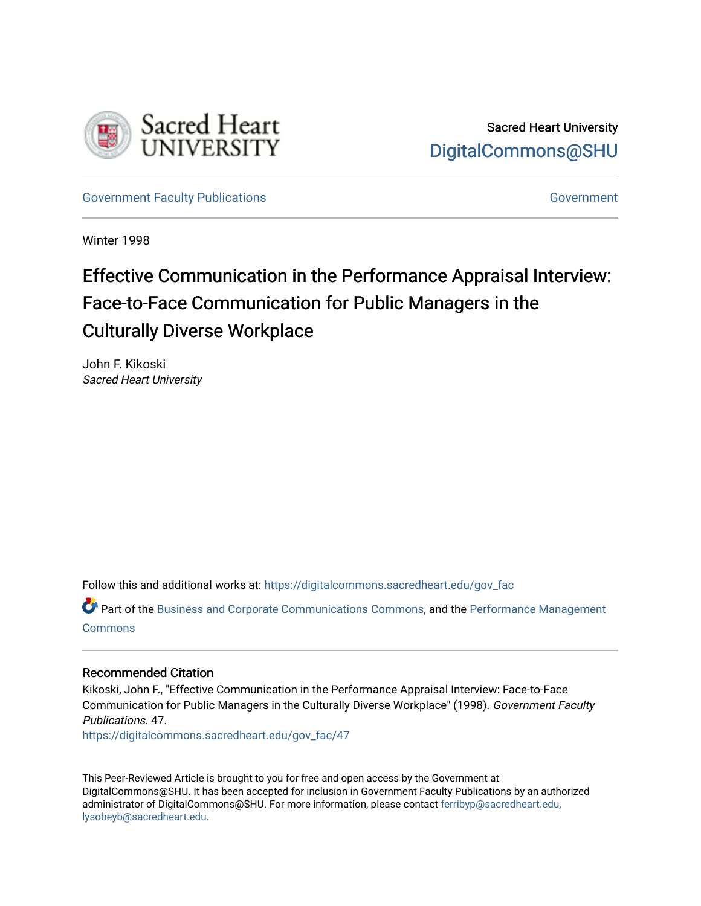Sacred Heart University

DigitalCommons@SHU

Government Faculty Publications | Government

Winter 1998

# Effective Communication in the Performance Appraisal Interview: Face-to-Face Communication for Public Managers in the Culturally Diverse Workplace

John F. Kikoski
*Sacred Heart University*

Follow this and additional works at: https://digitalcommons.sacredheart.edu/gov_fac

Part of the Business and Corporate Communications Commons, and the Performance Management Commons

## Recommended Citation

Kikoski, John F., "Effective Communication in the Performance Appraisal Interview: Face-to-Face Communication for Public Managers in the Culturally Diverse Workplace" (1998). *Government Faculty Publications*. 47.
https://digitalcommons.sacredheart.edu/gov_fac/47

This Peer-Reviewed Article is brought to you for free and open access by the Government at DigitalCommons@SHU. It has been accepted for inclusion in Government Faculty Publications by an authorized administrator of DigitalCommons@SHU. For more information, please contact ferribyp@sacredheart.edu, lysobeyb@sacredheart.edu.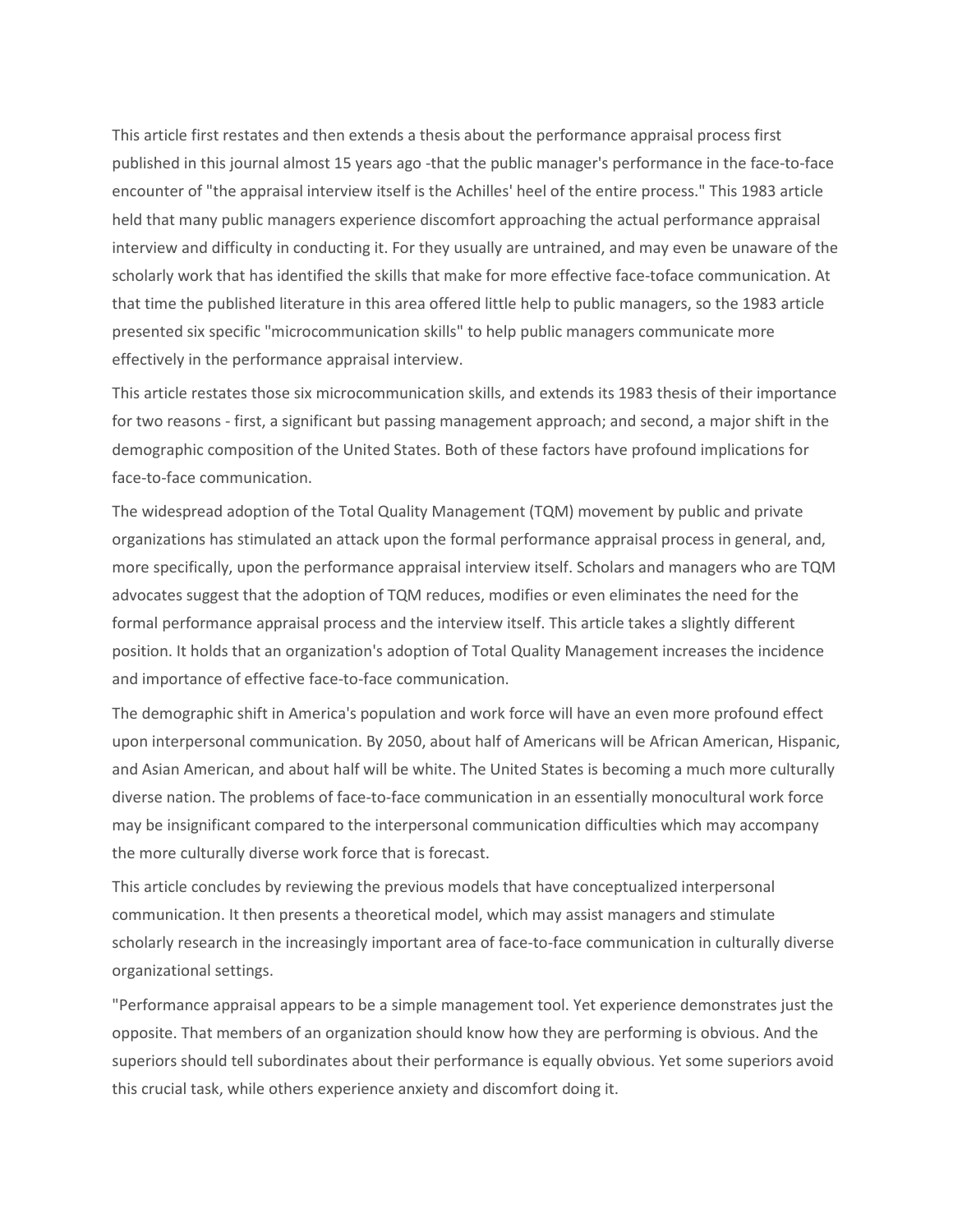This article first restates and then extends a thesis about the performance appraisal process first published in this journal almost 15 years ago -that the public manager's performance in the face-to-face encounter of "the appraisal interview itself is the Achilles' heel of the entire process." This 1983 article held that many public managers experience discomfort approaching the actual performance appraisal interview and difficulty in conducting it. For they usually are untrained, and may even be unaware of the scholarly work that has identified the skills that make for more effective face-toface communication. At that time the published literature in this area offered little help to public managers, so the 1983 article presented six specific "microcommunication skills" to help public managers communicate more effectively in the performance appraisal interview.

This article restates those six microcommunication skills, and extends its 1983 thesis of their importance for two reasons - first, a significant but passing management approach; and second, a major shift in the demographic composition of the United States. Both of these factors have profound implications for face-to-face communication.

The widespread adoption of the Total Quality Management (TQM) movement by public and private organizations has stimulated an attack upon the formal performance appraisal process in general, and, more specifically, upon the performance appraisal interview itself. Scholars and managers who are TQM advocates suggest that the adoption of TQM reduces, modifies or even eliminates the need for the formal performance appraisal process and the interview itself. This article takes a slightly different position. It holds that an organization's adoption of Total Quality Management increases the incidence and importance of effective face-to-face communication.

The demographic shift in America's population and work force will have an even more profound effect upon interpersonal communication. By 2050, about half of Americans will be African American, Hispanic, and Asian American, and about half will be white. The United States is becoming a much more culturally diverse nation. The problems of face-to-face communication in an essentially monocultural work force may be insignificant compared to the interpersonal communication difficulties which may accompany the more culturally diverse work force that is forecast.

This article concludes by reviewing the previous models that have conceptualized interpersonal communication. It then presents a theoretical model, which may assist managers and stimulate scholarly research in the increasingly important area of face-to-face communication in culturally diverse organizational settings.

"Performance appraisal appears to be a simple management tool. Yet experience demonstrates just the opposite. That members of an organization should know how they are performing is obvious. And the superiors should tell subordinates about their performance is equally obvious. Yet some superiors avoid this crucial task, while others experience anxiety and discomfort doing it.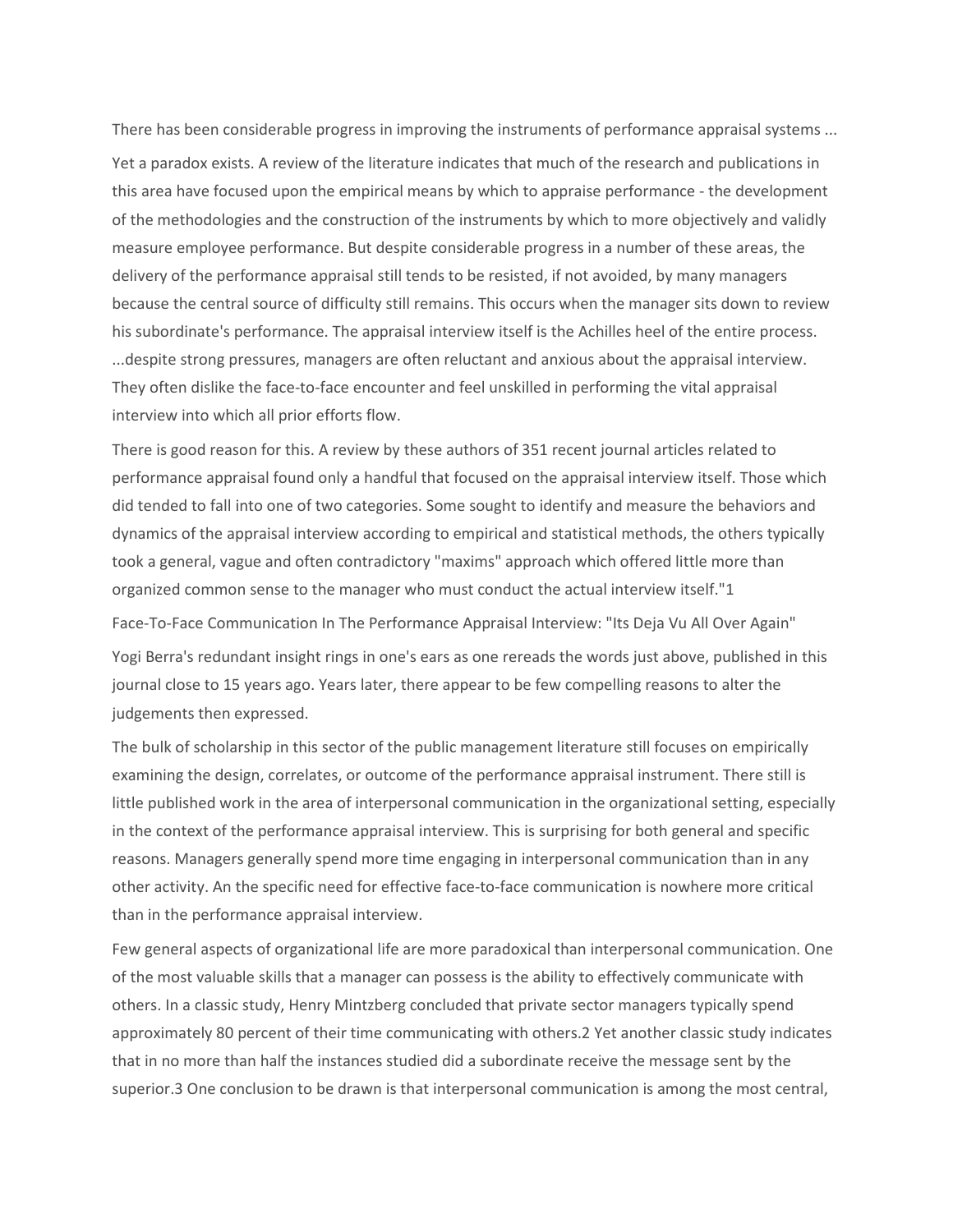There has been considerable progress in improving the instruments of performance appraisal systems ...

Yet a paradox exists. A review of the literature indicates that much of the research and publications in this area have focused upon the empirical means by which to appraise performance - the development of the methodologies and the construction of the instruments by which to more objectively and validly measure employee performance. But despite considerable progress in a number of these areas, the delivery of the performance appraisal still tends to be resisted, if not avoided, by many managers because the central source of difficulty still remains. This occurs when the manager sits down to review his subordinate's performance. The appraisal interview itself is the Achilles heel of the entire process. ...despite strong pressures, managers are often reluctant and anxious about the appraisal interview. They often dislike the face-to-face encounter and feel unskilled in performing the vital appraisal interview into which all prior efforts flow.

There is good reason for this. A review by these authors of 351 recent journal articles related to performance appraisal found only a handful that focused on the appraisal interview itself. Those which did tended to fall into one of two categories. Some sought to identify and measure the behaviors and dynamics of the appraisal interview according to empirical and statistical methods, the others typically took a general, vague and often contradictory "maxims" approach which offered little more than organized common sense to the manager who must conduct the actual interview itself."[1]

## Face-To-Face Communication In The Performance Appraisal Interview: "Its Deja Vu All Over Again"

Yogi Berra's redundant insight rings in one's ears as one rereads the words just above, published in this journal close to 15 years ago. Years later, there appear to be few compelling reasons to alter the judgements then expressed.

The bulk of scholarship in this sector of the public management literature still focuses on empirically examining the design, correlates, or outcome of the performance appraisal instrument. There still is little published work in the area of interpersonal communication in the organizational setting, especially in the context of the performance appraisal interview. This is surprising for both general and specific reasons. Managers generally spend more time engaging in interpersonal communication than in any other activity. An the specific need for effective face-to-face communication is nowhere more critical than in the performance appraisal interview.

Few general aspects of organizational life are more paradoxical than interpersonal communication. One of the most valuable skills that a manager can possess is the ability to effectively communicate with others. In a classic study, Henry Mintzberg concluded that private sector managers typically spend approximately 80 percent of their time communicating with others.[2] Yet another classic study indicates that in no more than half the instances studied did a subordinate receive the message sent by the superior.[3] One conclusion to be drawn is that interpersonal communication is among the most central,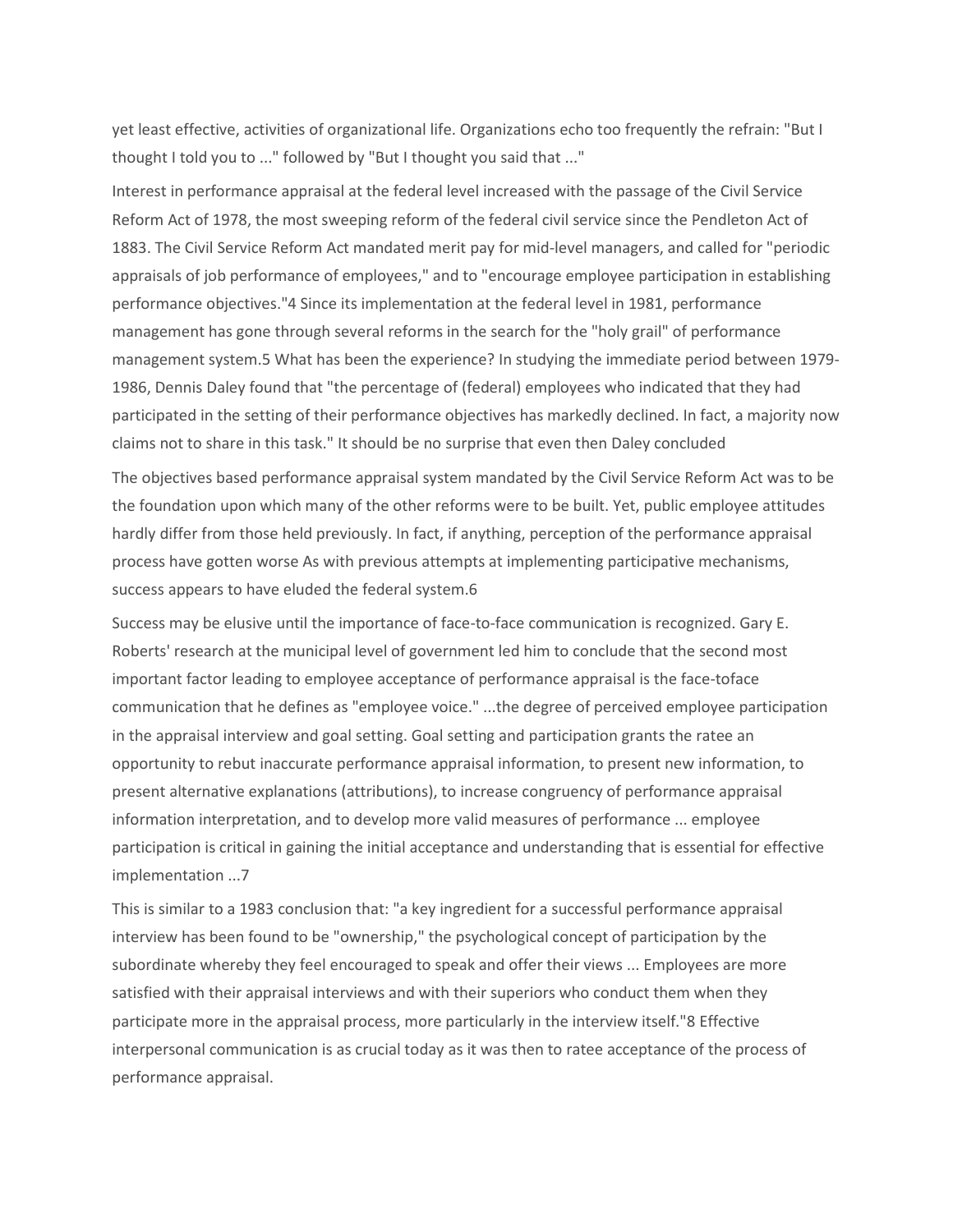yet least effective, activities of organizational life. Organizations echo too frequently the refrain: "But I thought I told you to ..." followed by "But I thought you said that ..."

Interest in performance appraisal at the federal level increased with the passage of the Civil Service Reform Act of 1978, the most sweeping reform of the federal civil service since the Pendleton Act of 1883. The Civil Service Reform Act mandated merit pay for mid-level managers, and called for "periodic appraisals of job performance of employees," and to "encourage employee participation in establishing performance objectives."4 Since its implementation at the federal level in 1981, performance management has gone through several reforms in the search for the "holy grail" of performance management system.5 What has been the experience? In studying the immediate period between 1979-1986, Dennis Daley found that "the percentage of (federal) employees who indicated that they had participated in the setting of their performance objectives has markedly declined. In fact, a majority now claims not to share in this task." It should be no surprise that even then Daley concluded

The objectives based performance appraisal system mandated by the Civil Service Reform Act was to be the foundation upon which many of the other reforms were to be built. Yet, public employee attitudes hardly differ from those held previously. In fact, if anything, perception of the performance appraisal process have gotten worse As with previous attempts at implementing participative mechanisms, success appears to have eluded the federal system.6

Success may be elusive until the importance of face-to-face communication is recognized. Gary E. Roberts' research at the municipal level of government led him to conclude that the second most important factor leading to employee acceptance of performance appraisal is the face-toface communication that he defines as "employee voice." ...the degree of perceived employee participation in the appraisal interview and goal setting. Goal setting and participation grants the ratee an opportunity to rebut inaccurate performance appraisal information, to present new information, to present alternative explanations (attributions), to increase congruency of performance appraisal information interpretation, and to develop more valid measures of performance ... employee participation is critical in gaining the initial acceptance and understanding that is essential for effective implementation ...7

This is similar to a 1983 conclusion that: "a key ingredient for a successful performance appraisal interview has been found to be "ownership," the psychological concept of participation by the subordinate whereby they feel encouraged to speak and offer their views ... Employees are more satisfied with their appraisal interviews and with their superiors who conduct them when they participate more in the appraisal process, more particularly in the interview itself."8 Effective interpersonal communication is as crucial today as it was then to ratee acceptance of the process of performance appraisal.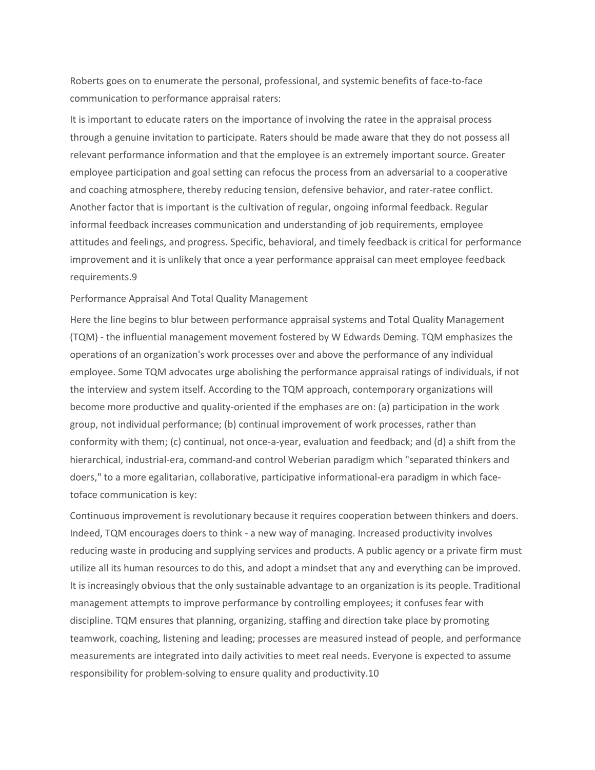Roberts goes on to enumerate the personal, professional, and systemic benefits of face-to-face communication to performance appraisal raters:

It is important to educate raters on the importance of involving the ratee in the appraisal process through a genuine invitation to participate. Raters should be made aware that they do not possess all relevant performance information and that the employee is an extremely important source. Greater employee participation and goal setting can refocus the process from an adversarial to a cooperative and coaching atmosphere, thereby reducing tension, defensive behavior, and rater-ratee conflict. Another factor that is important is the cultivation of regular, ongoing informal feedback. Regular informal feedback increases communication and understanding of job requirements, employee attitudes and feelings, and progress. Specific, behavioral, and timely feedback is critical for performance improvement and it is unlikely that once a year performance appraisal can meet employee feedback requirements.9

## Performance Appraisal And Total Quality Management

Here the line begins to blur between performance appraisal systems and Total Quality Management (TQM) - the influential management movement fostered by W Edwards Deming. TQM emphasizes the operations of an organization's work processes over and above the performance of any individual employee. Some TQM advocates urge abolishing the performance appraisal ratings of individuals, if not the interview and system itself. According to the TQM approach, contemporary organizations will become more productive and quality-oriented if the emphases are on: (a) participation in the work group, not individual performance; (b) continual improvement of work processes, rather than conformity with them; (c) continual, not once-a-year, evaluation and feedback; and (d) a shift from the hierarchical, industrial-era, command-and control Weberian paradigm which "separated thinkers and doers," to a more egalitarian, collaborative, participative informational-era paradigm in which face-toface communication is key:

Continuous improvement is revolutionary because it requires cooperation between thinkers and doers. Indeed, TQM encourages doers to think - a new way of managing. Increased productivity involves reducing waste in producing and supplying services and products. A public agency or a private firm must utilize all its human resources to do this, and adopt a mindset that any and everything can be improved. It is increasingly obvious that the only sustainable advantage to an organization is its people. Traditional management attempts to improve performance by controlling employees; it confuses fear with discipline. TQM ensures that planning, organizing, staffing and direction take place by promoting teamwork, coaching, listening and leading; processes are measured instead of people, and performance measurements are integrated into daily activities to meet real needs. Everyone is expected to assume responsibility for problem-solving to ensure quality and productivity.10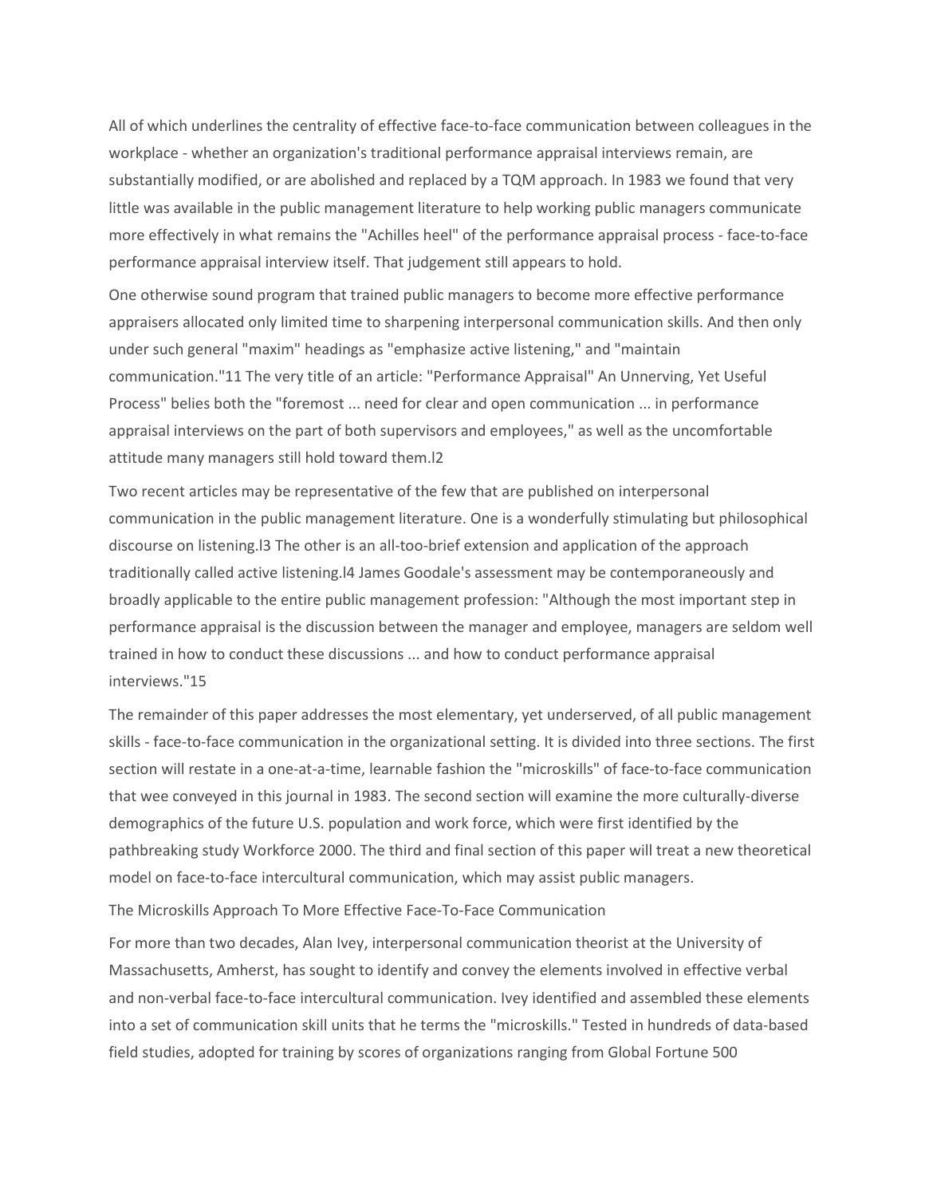All of which underlines the centrality of effective face-to-face communication between colleagues in the workplace - whether an organization's traditional performance appraisal interviews remain, are substantially modified, or are abolished and replaced by a TQM approach. In 1983 we found that very little was available in the public management literature to help working public managers communicate more effectively in what remains the "Achilles heel" of the performance appraisal process - face-to-face performance appraisal interview itself. That judgement still appears to hold.

One otherwise sound program that trained public managers to become more effective performance appraisers allocated only limited time to sharpening interpersonal communication skills. And then only under such general "maxim" headings as "emphasize active listening," and "maintain communication."11 The very title of an article: "Performance Appraisal" An Unnerving, Yet Useful Process" belies both the "foremost ... need for clear and open communication ... in performance appraisal interviews on the part of both supervisors and employees," as well as the uncomfortable attitude many managers still hold toward them.l2

Two recent articles may be representative of the few that are published on interpersonal communication in the public management literature. One is a wonderfully stimulating but philosophical discourse on listening.l3 The other is an all-too-brief extension and application of the approach traditionally called active listening.l4 James Goodale's assessment may be contemporaneously and broadly applicable to the entire public management profession: "Although the most important step in performance appraisal is the discussion between the manager and employee, managers are seldom well trained in how to conduct these discussions ... and how to conduct performance appraisal interviews."15

The remainder of this paper addresses the most elementary, yet underserved, of all public management skills - face-to-face communication in the organizational setting. It is divided into three sections. The first section will restate in a one-at-a-time, learnable fashion the "microskills" of face-to-face communication that wee conveyed in this journal in 1983. The second section will examine the more culturally-diverse demographics of the future U.S. population and work force, which were first identified by the pathbreaking study Workforce 2000. The third and final section of this paper will treat a new theoretical model on face-to-face intercultural communication, which may assist public managers.

## The Microskills Approach To More Effective Face-To-Face Communication

For more than two decades, Alan Ivey, interpersonal communication theorist at the University of Massachusetts, Amherst, has sought to identify and convey the elements involved in effective verbal and non-verbal face-to-face intercultural communication. Ivey identified and assembled these elements into a set of communication skill units that he terms the "microskills." Tested in hundreds of data-based field studies, adopted for training by scores of organizations ranging from Global Fortune 500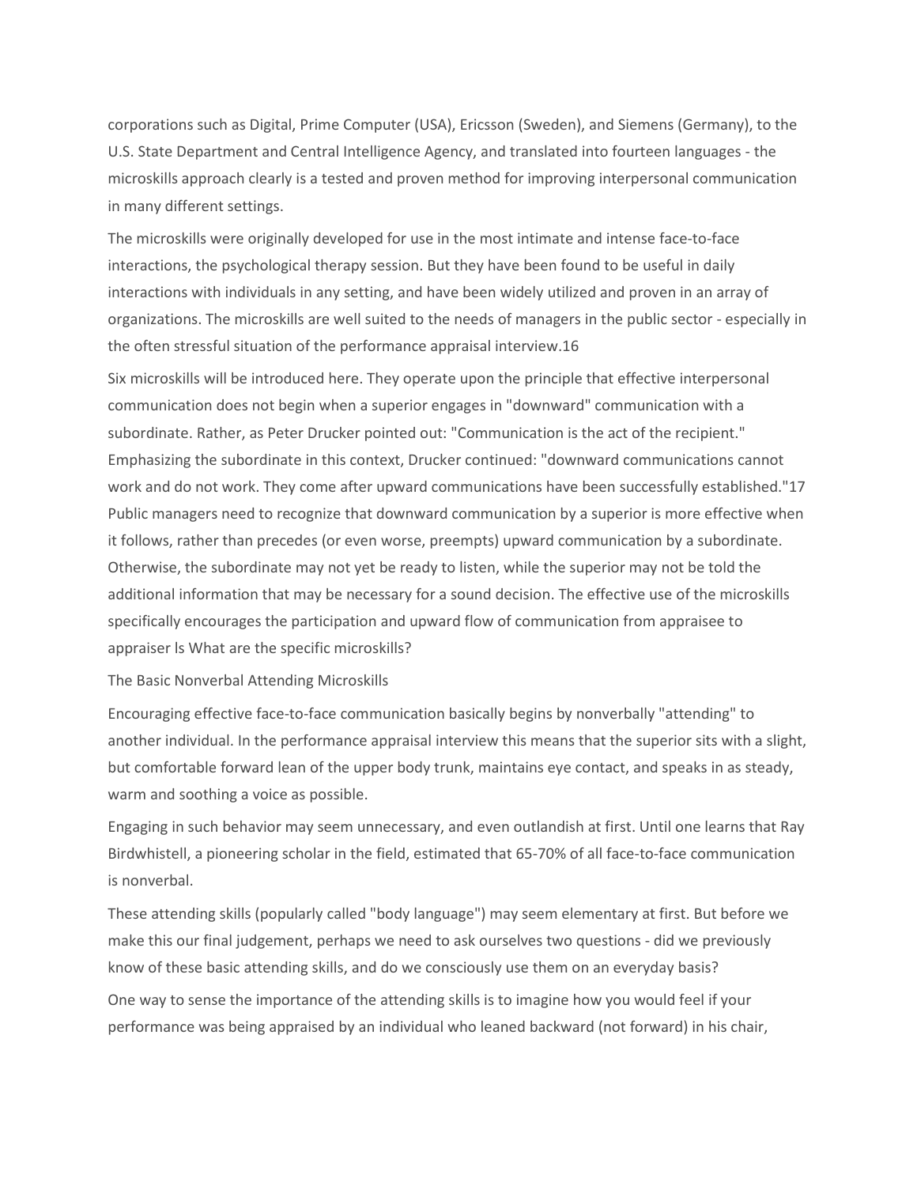corporations such as Digital, Prime Computer (USA), Ericsson (Sweden), and Siemens (Germany), to the U.S. State Department and Central Intelligence Agency, and translated into fourteen languages - the microskills approach clearly is a tested and proven method for improving interpersonal communication in many different settings.

The microskills were originally developed for use in the most intimate and intense face-to-face interactions, the psychological therapy session. But they have been found to be useful in daily interactions with individuals in any setting, and have been widely utilized and proven in an array of organizations. The microskills are well suited to the needs of managers in the public sector - especially in the often stressful situation of the performance appraisal interview.[16]

Six microskills will be introduced here. They operate upon the principle that effective interpersonal communication does not begin when a superior engages in "downward" communication with a subordinate. Rather, as Peter Drucker pointed out: "Communication is the act of the recipient." Emphasizing the subordinate in this context, Drucker continued: "downward communications cannot work and do not work. They come after upward communications have been successfully established."[17] Public managers need to recognize that downward communication by a superior is more effective when it follows, rather than precedes (or even worse, preempts) upward communication by a subordinate. Otherwise, the subordinate may not yet be ready to listen, while the superior may not be told the additional information that may be necessary for a sound decision. The effective use of the microskills specifically encourages the participation and upward flow of communication from appraisee to appraiser ls What are the specific microskills?

## The Basic Nonverbal Attending Microskills

Encouraging effective face-to-face communication basically begins by nonverbally "attending" to another individual. In the performance appraisal interview this means that the superior sits with a slight, but comfortable forward lean of the upper body trunk, maintains eye contact, and speaks in as steady, warm and soothing a voice as possible.

Engaging in such behavior may seem unnecessary, and even outlandish at first. Until one learns that Ray Birdwhistell, a pioneering scholar in the field, estimated that 65-70% of all face-to-face communication is nonverbal.

These attending skills (popularly called "body language") may seem elementary at first. But before we make this our final judgement, perhaps we need to ask ourselves two questions - did we previously know of these basic attending skills, and do we consciously use them on an everyday basis?

One way to sense the importance of the attending skills is to imagine how you would feel if your performance was being appraised by an individual who leaned backward (not forward) in his chair,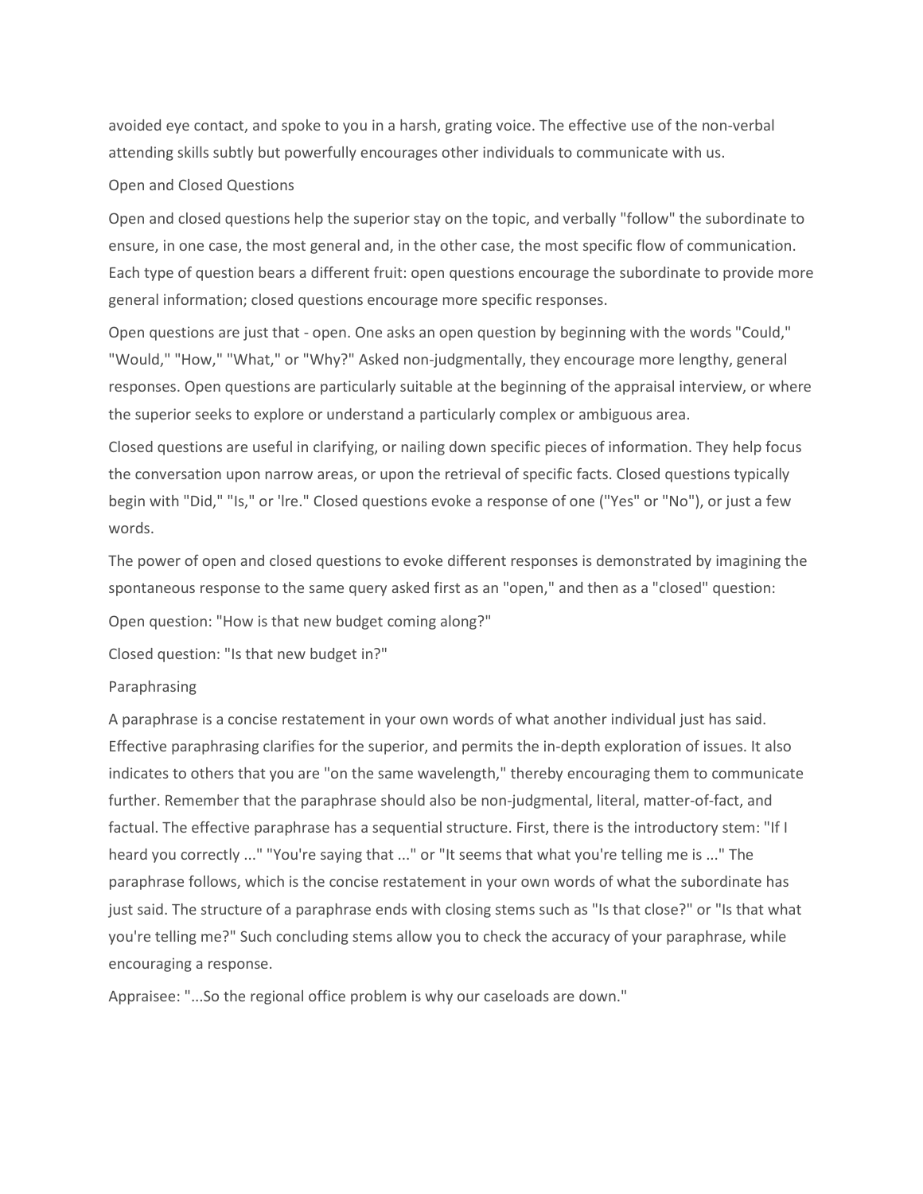avoided eye contact, and spoke to you in a harsh, grating voice. The effective use of the non-verbal attending skills subtly but powerfully encourages other individuals to communicate with us.

## Open and Closed Questions

Open and closed questions help the superior stay on the topic, and verbally "follow" the subordinate to ensure, in one case, the most general and, in the other case, the most specific flow of communication. Each type of question bears a different fruit: open questions encourage the subordinate to provide more general information; closed questions encourage more specific responses.

Open questions are just that - open. One asks an open question by beginning with the words "Could," "Would," "How," "What," or "Why?" Asked non-judgmentally, they encourage more lengthy, general responses. Open questions are particularly suitable at the beginning of the appraisal interview, or where the superior seeks to explore or understand a particularly complex or ambiguous area.

Closed questions are useful in clarifying, or nailing down specific pieces of information. They help focus the conversation upon narrow areas, or upon the retrieval of specific facts. Closed questions typically begin with "Did," "Is," or 'lre." Closed questions evoke a response of one ("Yes" or "No"), or just a few words.

The power of open and closed questions to evoke different responses is demonstrated by imagining the spontaneous response to the same query asked first as an "open," and then as a "closed" question:

Open question: "How is that new budget coming along?"

Closed question: "Is that new budget in?"

## Paraphrasing

A paraphrase is a concise restatement in your own words of what another individual just has said. Effective paraphrasing clarifies for the superior, and permits the in-depth exploration of issues. It also indicates to others that you are "on the same wavelength," thereby encouraging them to communicate further. Remember that the paraphrase should also be non-judgmental, literal, matter-of-fact, and factual. The effective paraphrase has a sequential structure. First, there is the introductory stem: "If I heard you correctly ..." "You're saying that ..." or "It seems that what you're telling me is ..." The paraphrase follows, which is the concise restatement in your own words of what the subordinate has just said. The structure of a paraphrase ends with closing stems such as "Is that close?" or "Is that what you're telling me?" Such concluding stems allow you to check the accuracy of your paraphrase, while encouraging a response.

Appraisee: "...So the regional office problem is why our caseloads are down."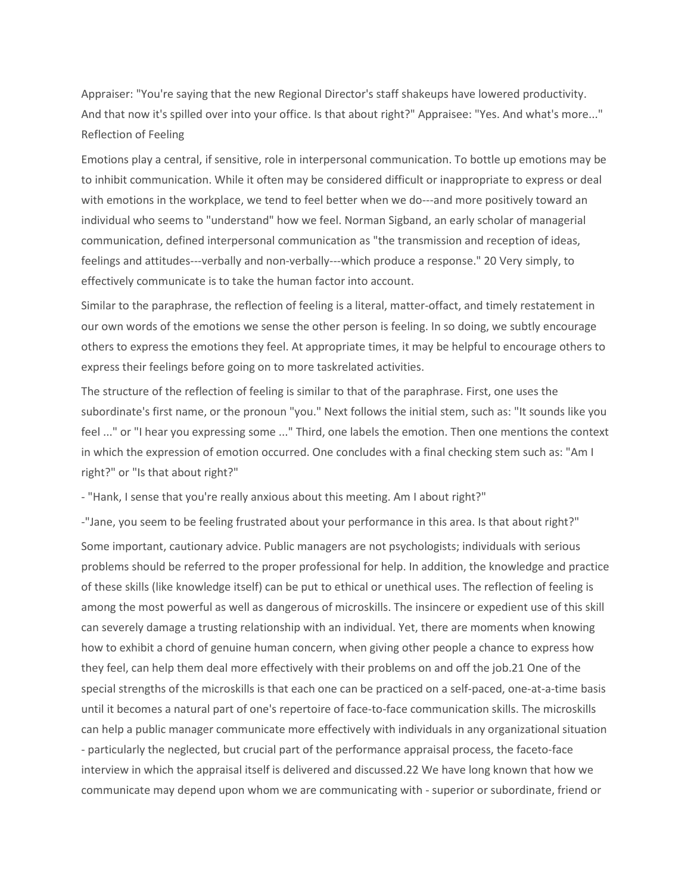Appraiser: "You're saying that the new Regional Director's staff shakeups have lowered productivity. And that now it's spilled over into your office. Is that about right?" Appraisee: "Yes. And what's more..."

## Reflection of Feeling

Emotions play a central, if sensitive, role in interpersonal communication. To bottle up emotions may be to inhibit communication. While it often may be considered difficult or inappropriate to express or deal with emotions in the workplace, we tend to feel better when we do---and more positively toward an individual who seems to "understand" how we feel. Norman Sigband, an early scholar of managerial communication, defined interpersonal communication as "the transmission and reception of ideas, feelings and attitudes---verbally and non-verbally---which produce a response." 20 Very simply, to effectively communicate is to take the human factor into account.

Similar to the paraphrase, the reflection of feeling is a literal, matter-offact, and timely restatement in our own words of the emotions we sense the other person is feeling. In so doing, we subtly encourage others to express the emotions they feel. At appropriate times, it may be helpful to encourage others to express their feelings before going on to more taskrelated activities.

The structure of the reflection of feeling is similar to that of the paraphrase. First, one uses the subordinate's first name, or the pronoun "you." Next follows the initial stem, such as: "It sounds like you feel ..." or "I hear you expressing some ..." Third, one labels the emotion. Then one mentions the context in which the expression of emotion occurred. One concludes with a final checking stem such as: "Am I right?" or "Is that about right?"

- "Hank, I sense that you're really anxious about this meeting. Am I about right?"
- "Jane, you seem to be feeling frustrated about your performance in this area. Is that about right?"

Some important, cautionary advice. Public managers are not psychologists; individuals with serious problems should be referred to the proper professional for help. In addition, the knowledge and practice of these skills (like knowledge itself) can be put to ethical or unethical uses. The reflection of feeling is among the most powerful as well as dangerous of microskills. The insincere or expedient use of this skill can severely damage a trusting relationship with an individual. Yet, there are moments when knowing how to exhibit a chord of genuine human concern, when giving other people a chance to express how they feel, can help them deal more effectively with their problems on and off the job.21 One of the special strengths of the microskills is that each one can be practiced on a self-paced, one-at-a-time basis until it becomes a natural part of one's repertoire of face-to-face communication skills. The microskills can help a public manager communicate more effectively with individuals in any organizational situation - particularly the neglected, but crucial part of the performance appraisal process, the faceto-face interview in which the appraisal itself is delivered and discussed.22 We have long known that how we communicate may depend upon whom we are communicating with - superior or subordinate, friend or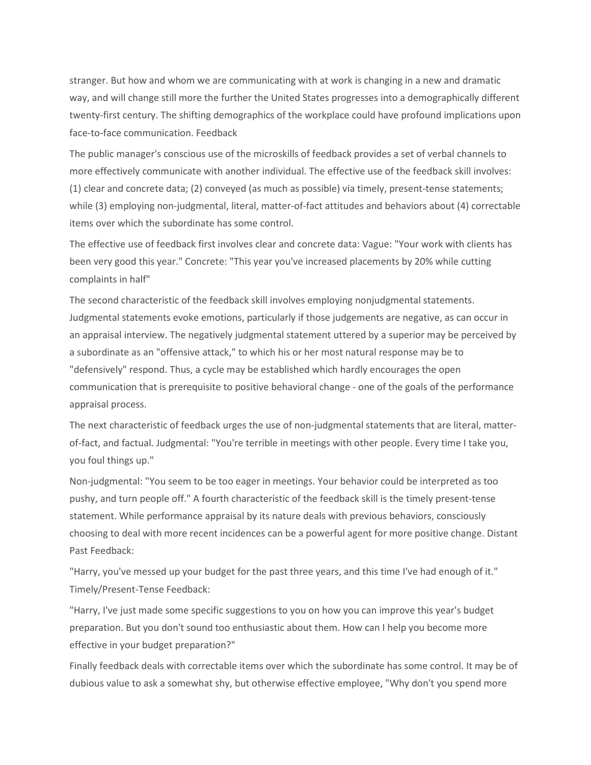stranger. But how and whom we are communicating with at work is changing in a new and dramatic way, and will change still more the further the United States progresses into a demographically different twenty-first century. The shifting demographics of the workplace could have profound implications upon face-to-face communication. Feedback

The public manager's conscious use of the microskills of feedback provides a set of verbal channels to more effectively communicate with another individual. The effective use of the feedback skill involves: (1) clear and concrete data; (2) conveyed (as much as possible) via timely, present-tense statements; while (3) employing non-judgmental, literal, matter-of-fact attitudes and behaviors about (4) correctable items over which the subordinate has some control.

The effective use of feedback first involves clear and concrete data: Vague: "Your work with clients has been very good this year." Concrete: "This year you've increased placements by 20% while cutting complaints in half"

The second characteristic of the feedback skill involves employing nonjudgmental statements. Judgmental statements evoke emotions, particularly if those judgements are negative, as can occur in an appraisal interview. The negatively judgmental statement uttered by a superior may be perceived by a subordinate as an "offensive attack," to which his or her most natural response may be to "defensively" respond. Thus, a cycle may be established which hardly encourages the open communication that is prerequisite to positive behavioral change - one of the goals of the performance appraisal process.

The next characteristic of feedback urges the use of non-judgmental statements that are literal, matter-of-fact, and factual. Judgmental: "You're terrible in meetings with other people. Every time I take you, you foul things up."

Non-judgmental: "You seem to be too eager in meetings. Your behavior could be interpreted as too pushy, and turn people off." A fourth characteristic of the feedback skill is the timely present-tense statement. While performance appraisal by its nature deals with previous behaviors, consciously choosing to deal with more recent incidences can be a powerful agent for more positive change. Distant Past Feedback:

"Harry, you've messed up your budget for the past three years, and this time I've had enough of it." Timely/Present-Tense Feedback:

"Harry, I've just made some specific suggestions to you on how you can improve this year's budget preparation. But you don't sound too enthusiastic about them. How can I help you become more effective in your budget preparation?"

Finally feedback deals with correctable items over which the subordinate has some control. It may be of dubious value to ask a somewhat shy, but otherwise effective employee, "Why don't you spend more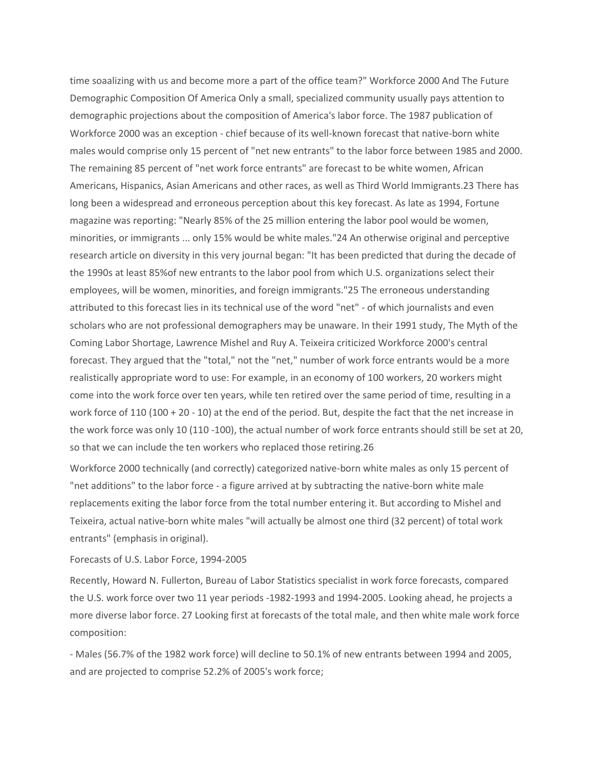time soaalizing with us and become more a part of the office team?" Workforce 2000 And The Future Demographic Composition Of America Only a small, specialized community usually pays attention to demographic projections about the composition of America's labor force. The 1987 publication of Workforce 2000 was an exception - chief because of its well-known forecast that native-born white males would comprise only 15 percent of "net new entrants" to the labor force between 1985 and 2000. The remaining 85 percent of "net work force entrants" are forecast to be white women, African Americans, Hispanics, Asian Americans and other races, as well as Third World Immigrants.23 There has long been a widespread and erroneous perception about this key forecast. As late as 1994, Fortune magazine was reporting: "Nearly 85% of the 25 million entering the labor pool would be women, minorities, or immigrants ... only 15% would be white males."24 An otherwise original and perceptive research article on diversity in this very journal began: "It has been predicted that during the decade of the 1990s at least 85%of new entrants to the labor pool from which U.S. organizations select their employees, will be women, minorities, and foreign immigrants."25 The erroneous understanding attributed to this forecast lies in its technical use of the word "net" - of which journalists and even scholars who are not professional demographers may be unaware. In their 1991 study, The Myth of the Coming Labor Shortage, Lawrence Mishel and Ruy A. Teixeira criticized Workforce 2000's central forecast. They argued that the "total," not the "net," number of work force entrants would be a more realistically appropriate word to use: For example, in an economy of 100 workers, 20 workers might come into the work force over ten years, while ten retired over the same period of time, resulting in a work force of 110 (100 + 20 - 10) at the end of the period. But, despite the fact that the net increase in the work force was only 10 (110 -100), the actual number of work force entrants should still be set at 20, so that we can include the ten workers who replaced those retiring.26

Workforce 2000 technically (and correctly) categorized native-born white males as only 15 percent of "net additions" to the labor force - a figure arrived at by subtracting the native-born white male replacements exiting the labor force from the total number entering it. But according to Mishel and Teixeira, actual native-born white males "will actually be almost one third (32 percent) of total work entrants" (emphasis in original).

Forecasts of U.S. Labor Force, 1994-2005

Recently, Howard N. Fullerton, Bureau of Labor Statistics specialist in work force forecasts, compared the U.S. work force over two 11 year periods -1982-1993 and 1994-2005. Looking ahead, he projects a more diverse labor force. 27 Looking first at forecasts of the total male, and then white male work force composition:

- Males (56.7% of the 1982 work force) will decline to 50.1% of new entrants between 1994 and 2005, and are projected to comprise 52.2% of 2005's work force;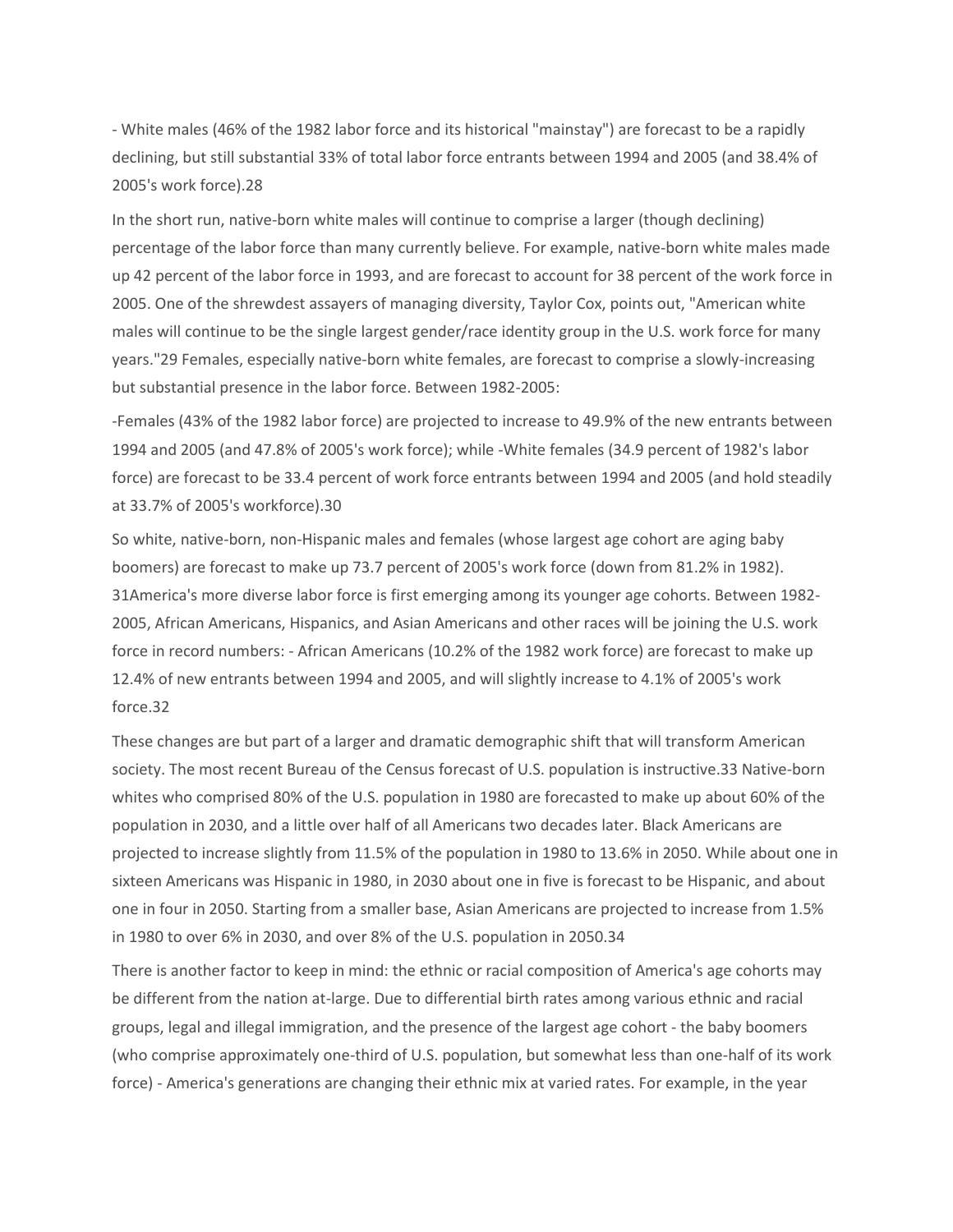- White males (46% of the 1982 labor force and its historical "mainstay") are forecast to be a rapidly declining, but still substantial 33% of total labor force entrants between 1994 and 2005 (and 38.4% of 2005's work force).28

In the short run, native-born white males will continue to comprise a larger (though declining) percentage of the labor force than many currently believe. For example, native-born white males made up 42 percent of the labor force in 1993, and are forecast to account for 38 percent of the work force in 2005. One of the shrewdest assayers of managing diversity, Taylor Cox, points out, "American white males will continue to be the single largest gender/race identity group in the U.S. work force for many years."29 Females, especially native-born white females, are forecast to comprise a slowly-increasing but substantial presence in the labor force. Between 1982-2005:

-Females (43% of the 1982 labor force) are projected to increase to 49.9% of the new entrants between 1994 and 2005 (and 47.8% of 2005's work force); while -White females (34.9 percent of 1982's labor force) are forecast to be 33.4 percent of work force entrants between 1994 and 2005 (and hold steadily at 33.7% of 2005's workforce).30

So white, native-born, non-Hispanic males and females (whose largest age cohort are aging baby boomers) are forecast to make up 73.7 percent of 2005's work force (down from 81.2% in 1982). 31America's more diverse labor force is first emerging among its younger age cohorts. Between 1982-2005, African Americans, Hispanics, and Asian Americans and other races will be joining the U.S. work force in record numbers: - African Americans (10.2% of the 1982 work force) are forecast to make up 12.4% of new entrants between 1994 and 2005, and will slightly increase to 4.1% of 2005's work force.32

These changes are but part of a larger and dramatic demographic shift that will transform American society. The most recent Bureau of the Census forecast of U.S. population is instructive.33 Native-born whites who comprised 80% of the U.S. population in 1980 are forecasted to make up about 60% of the population in 2030, and a little over half of all Americans two decades later. Black Americans are projected to increase slightly from 11.5% of the population in 1980 to 13.6% in 2050. While about one in sixteen Americans was Hispanic in 1980, in 2030 about one in five is forecast to be Hispanic, and about one in four in 2050. Starting from a smaller base, Asian Americans are projected to increase from 1.5% in 1980 to over 6% in 2030, and over 8% of the U.S. population in 2050.34

There is another factor to keep in mind: the ethnic or racial composition of America's age cohorts may be different from the nation at-large. Due to differential birth rates among various ethnic and racial groups, legal and illegal immigration, and the presence of the largest age cohort - the baby boomers (who comprise approximately one-third of U.S. population, but somewhat less than one-half of its work force) - America's generations are changing their ethnic mix at varied rates. For example, in the year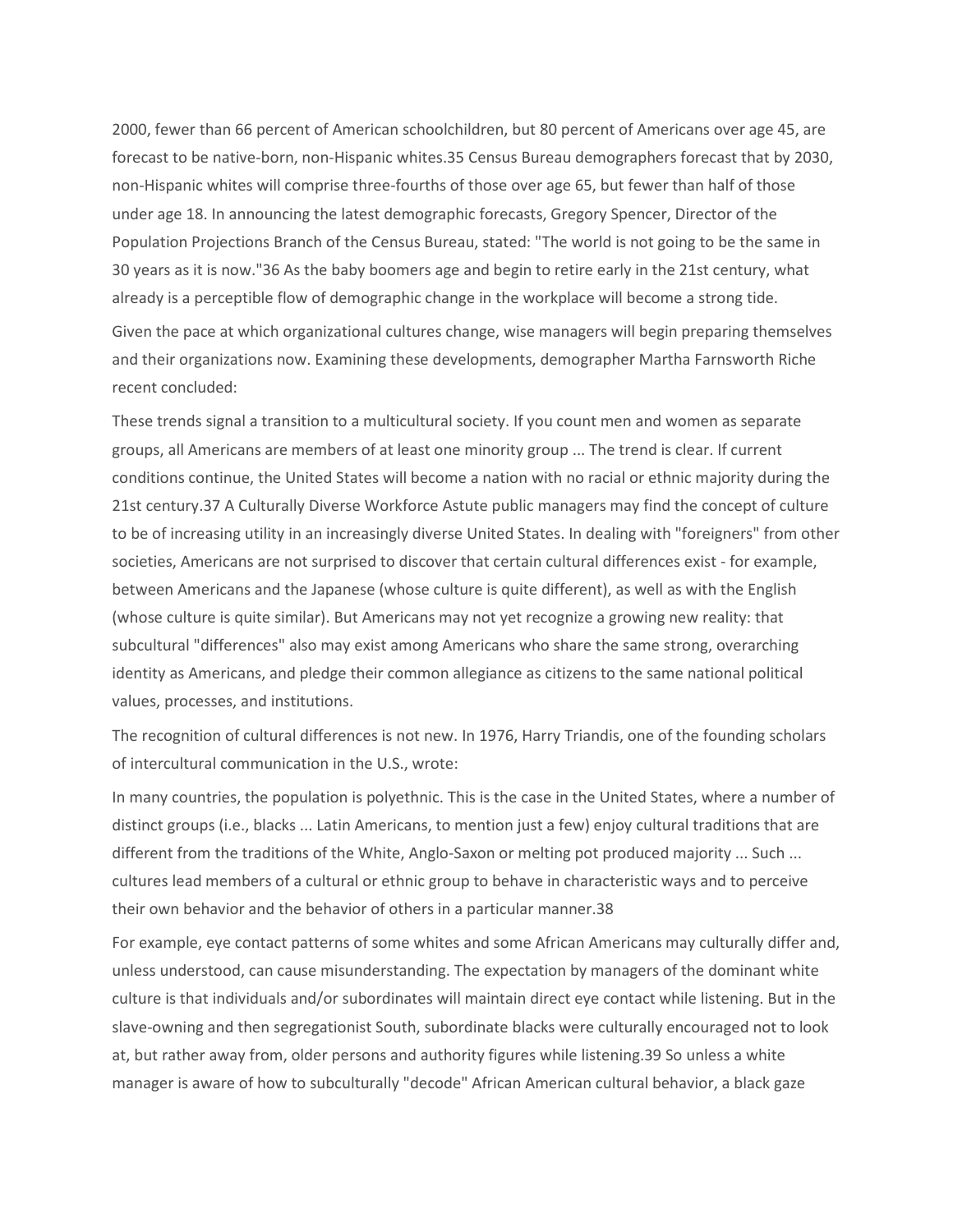2000, fewer than 66 percent of American schoolchildren, but 80 percent of Americans over age 45, are forecast to be native-born, non-Hispanic whites.35 Census Bureau demographers forecast that by 2030, non-Hispanic whites will comprise three-fourths of those over age 65, but fewer than half of those under age 18. In announcing the latest demographic forecasts, Gregory Spencer, Director of the Population Projections Branch of the Census Bureau, stated: "The world is not going to be the same in 30 years as it is now."36 As the baby boomers age and begin to retire early in the 21st century, what already is a perceptible flow of demographic change in the workplace will become a strong tide.

Given the pace at which organizational cultures change, wise managers will begin preparing themselves and their organizations now. Examining these developments, demographer Martha Farnsworth Riche recent concluded:

These trends signal a transition to a multicultural society. If you count men and women as separate groups, all Americans are members of at least one minority group ... The trend is clear. If current conditions continue, the United States will become a nation with no racial or ethnic majority during the 21st century.37 A Culturally Diverse Workforce Astute public managers may find the concept of culture to be of increasing utility in an increasingly diverse United States. In dealing with "foreigners" from other societies, Americans are not surprised to discover that certain cultural differences exist - for example, between Americans and the Japanese (whose culture is quite different), as well as with the English (whose culture is quite similar). But Americans may not yet recognize a growing new reality: that subcultural "differences" also may exist among Americans who share the same strong, overarching identity as Americans, and pledge their common allegiance as citizens to the same national political values, processes, and institutions.

The recognition of cultural differences is not new. In 1976, Harry Triandis, one of the founding scholars of intercultural communication in the U.S., wrote:

In many countries, the population is polyethnic. This is the case in the United States, where a number of distinct groups (i.e., blacks ... Latin Americans, to mention just a few) enjoy cultural traditions that are different from the traditions of the White, Anglo-Saxon or melting pot produced majority ... Such ... cultures lead members of a cultural or ethnic group to behave in characteristic ways and to perceive their own behavior and the behavior of others in a particular manner.38

For example, eye contact patterns of some whites and some African Americans may culturally differ and, unless understood, can cause misunderstanding. The expectation by managers of the dominant white culture is that individuals and/or subordinates will maintain direct eye contact while listening. But in the slave-owning and then segregationist South, subordinate blacks were culturally encouraged not to look at, but rather away from, older persons and authority figures while listening.39 So unless a white manager is aware of how to subculturally "decode" African American cultural behavior, a black gaze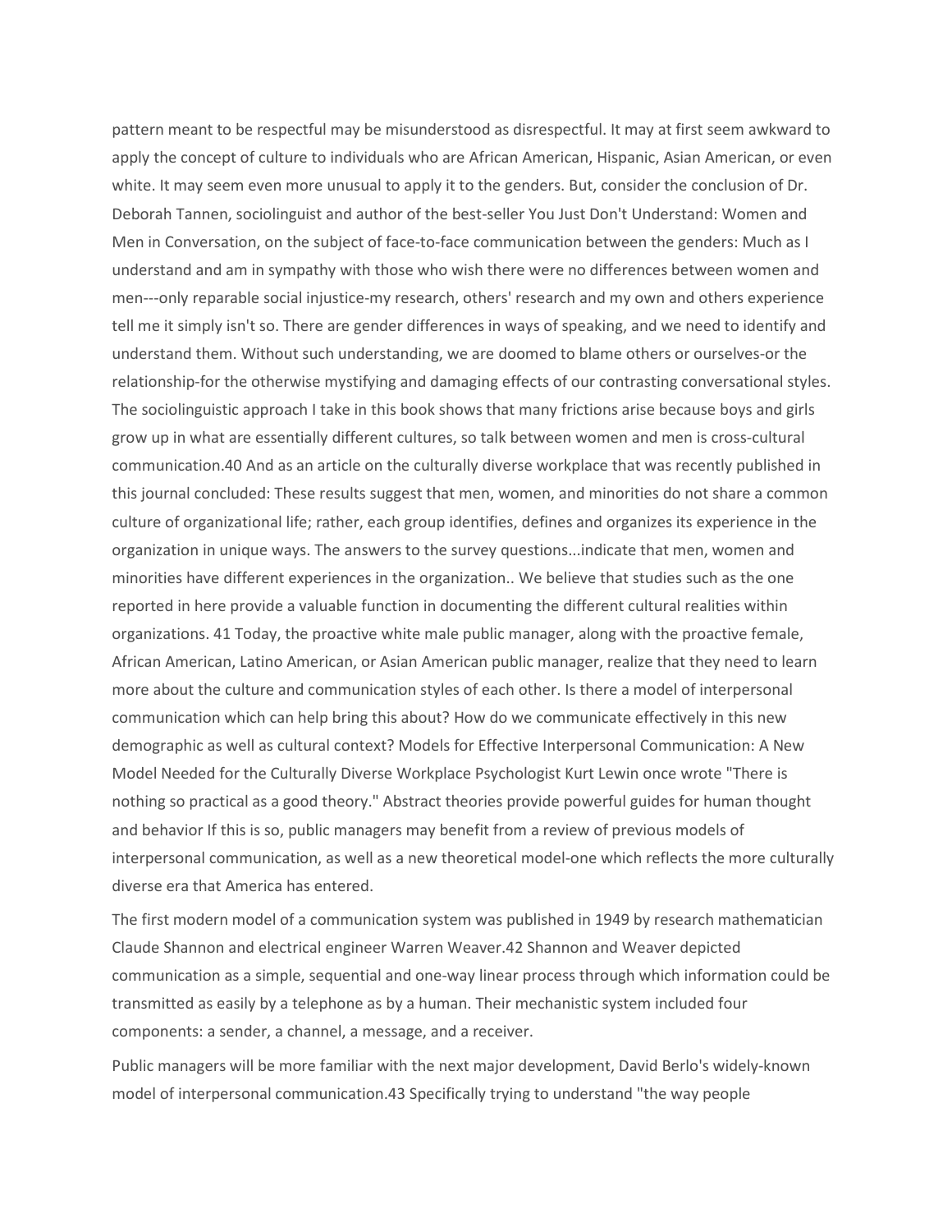pattern meant to be respectful may be misunderstood as disrespectful. It may at first seem awkward to apply the concept of culture to individuals who are African American, Hispanic, Asian American, or even white. It may seem even more unusual to apply it to the genders. But, consider the conclusion of Dr. Deborah Tannen, sociolinguist and author of the best-seller You Just Don't Understand: Women and Men in Conversation, on the subject of face-to-face communication between the genders: Much as I understand and am in sympathy with those who wish there were no differences between women and men---only reparable social injustice-my research, others' research and my own and others experience tell me it simply isn't so. There are gender differences in ways of speaking, and we need to identify and understand them. Without such understanding, we are doomed to blame others or ourselves-or the relationship-for the otherwise mystifying and damaging effects of our contrasting conversational styles. The sociolinguistic approach I take in this book shows that many frictions arise because boys and girls grow up in what are essentially different cultures, so talk between women and men is cross-cultural communication.40 And as an article on the culturally diverse workplace that was recently published in this journal concluded: These results suggest that men, women, and minorities do not share a common culture of organizational life; rather, each group identifies, defines and organizes its experience in the organization in unique ways. The answers to the survey questions...indicate that men, women and minorities have different experiences in the organization.. We believe that studies such as the one reported in here provide a valuable function in documenting the different cultural realities within organizations. 41 Today, the proactive white male public manager, along with the proactive female, African American, Latino American, or Asian American public manager, realize that they need to learn more about the culture and communication styles of each other. Is there a model of interpersonal communication which can help bring this about? How do we communicate effectively in this new demographic as well as cultural context? Models for Effective Interpersonal Communication: A New Model Needed for the Culturally Diverse Workplace Psychologist Kurt Lewin once wrote "There is nothing so practical as a good theory." Abstract theories provide powerful guides for human thought and behavior If this is so, public managers may benefit from a review of previous models of interpersonal communication, as well as a new theoretical model-one which reflects the more culturally diverse era that America has entered.

The first modern model of a communication system was published in 1949 by research mathematician Claude Shannon and electrical engineer Warren Weaver.42 Shannon and Weaver depicted communication as a simple, sequential and one-way linear process through which information could be transmitted as easily by a telephone as by a human. Their mechanistic system included four components: a sender, a channel, a message, and a receiver.

Public managers will be more familiar with the next major development, David Berlo's widely-known model of interpersonal communication.43 Specifically trying to understand "the way people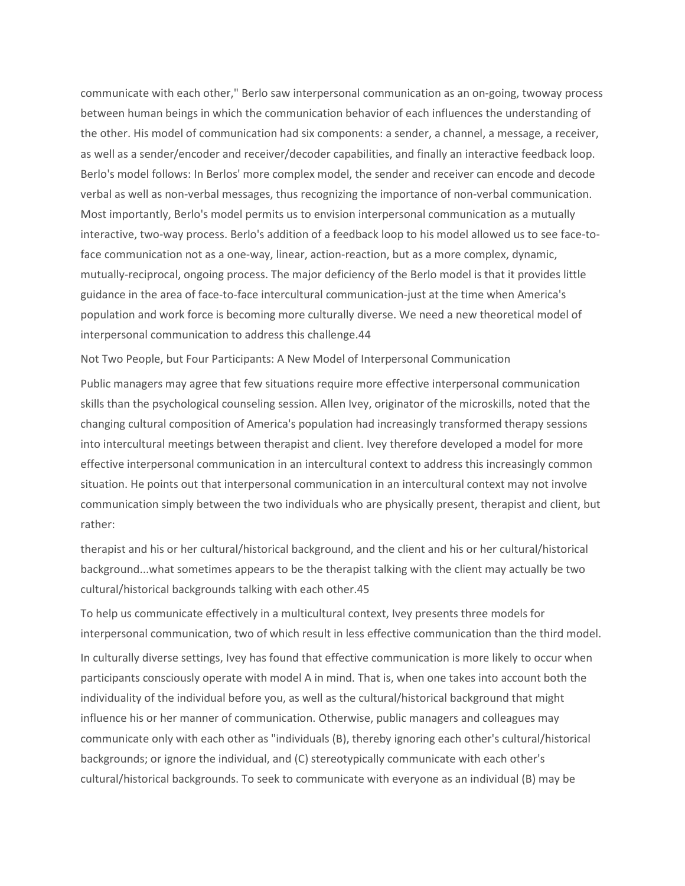communicate with each other," Berlo saw interpersonal communication as an on-going, twoway process between human beings in which the communication behavior of each influences the understanding of the other. His model of communication had six components: a sender, a channel, a message, a receiver, as well as a sender/encoder and receiver/decoder capabilities, and finally an interactive feedback loop. Berlo's model follows: In Berlos' more complex model, the sender and receiver can encode and decode verbal as well as non-verbal messages, thus recognizing the importance of non-verbal communication. Most importantly, Berlo's model permits us to envision interpersonal communication as a mutually interactive, two-way process. Berlo's addition of a feedback loop to his model allowed us to see face-to-face communication not as a one-way, linear, action-reaction, but as a more complex, dynamic, mutually-reciprocal, ongoing process. The major deficiency of the Berlo model is that it provides little guidance in the area of face-to-face intercultural communication-just at the time when America's population and work force is becoming more culturally diverse. We need a new theoretical model of interpersonal communication to address this challenge.44

Not Two People, but Four Participants: A New Model of Interpersonal Communication

Public managers may agree that few situations require more effective interpersonal communication skills than the psychological counseling session. Allen Ivey, originator of the microskills, noted that the changing cultural composition of America's population had increasingly transformed therapy sessions into intercultural meetings between therapist and client. Ivey therefore developed a model for more effective interpersonal communication in an intercultural context to address this increasingly common situation. He points out that interpersonal communication in an intercultural context may not involve communication simply between the two individuals who are physically present, therapist and client, but rather:

therapist and his or her cultural/historical background, and the client and his or her cultural/historical background...what sometimes appears to be the therapist talking with the client may actually be two cultural/historical backgrounds talking with each other.45

To help us communicate effectively in a multicultural context, Ivey presents three models for interpersonal communication, two of which result in less effective communication than the third model.

In culturally diverse settings, Ivey has found that effective communication is more likely to occur when participants consciously operate with model A in mind. That is, when one takes into account both the individuality of the individual before you, as well as the cultural/historical background that might influence his or her manner of communication. Otherwise, public managers and colleagues may communicate only with each other as "individuals (B), thereby ignoring each other's cultural/historical backgrounds; or ignore the individual, and (C) stereotypically communicate with each other's cultural/historical backgrounds. To seek to communicate with everyone as an individual (B) may be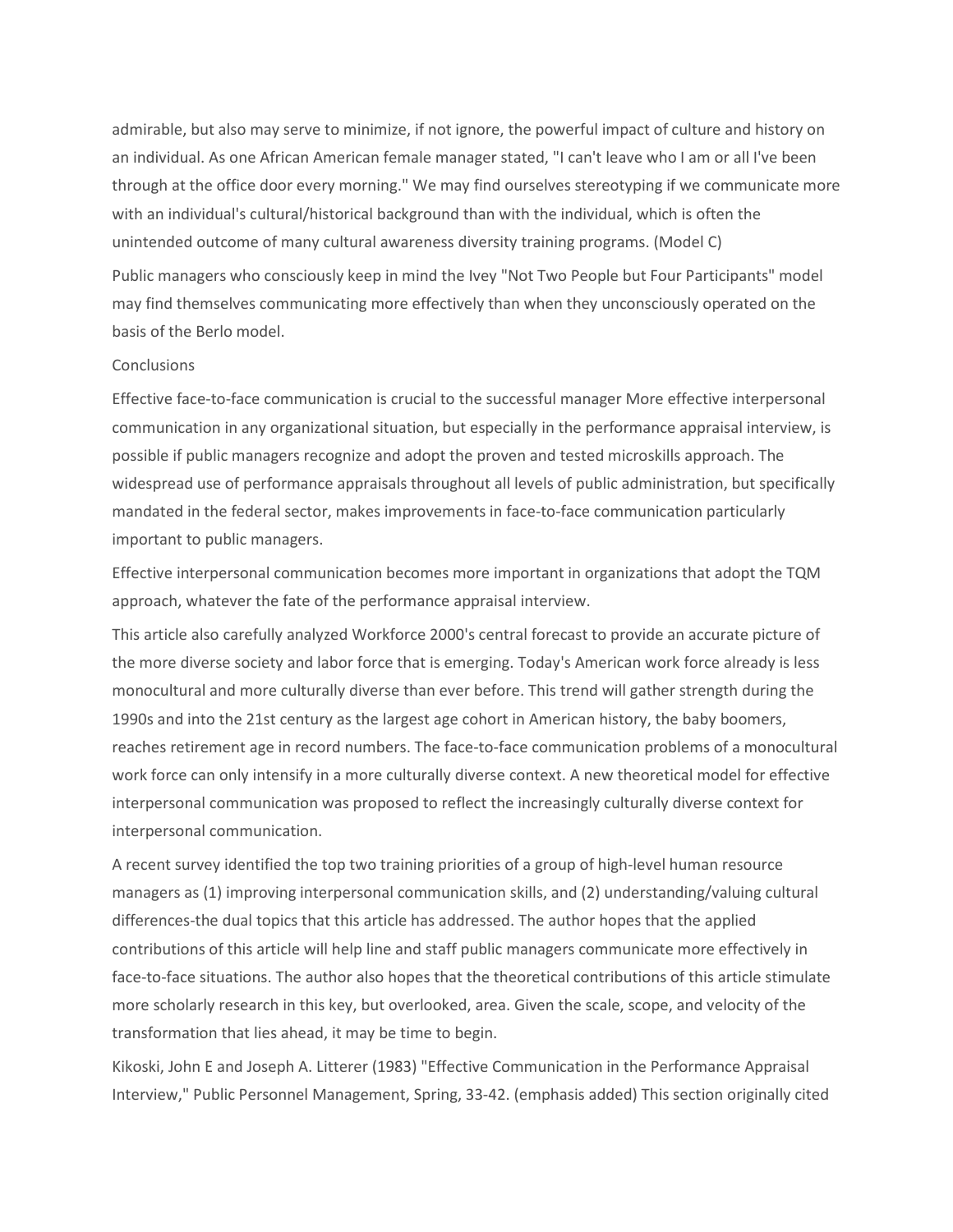admirable, but also may serve to minimize, if not ignore, the powerful impact of culture and history on an individual. As one African American female manager stated, "I can't leave who I am or all I've been through at the office door every morning." We may find ourselves stereotyping if we communicate more with an individual's cultural/historical background than with the individual, which is often the unintended outcome of many cultural awareness diversity training programs. (Model C)

Public managers who consciously keep in mind the Ivey "Not Two People but Four Participants" model may find themselves communicating more effectively than when they unconsciously operated on the basis of the Berlo model.

## Conclusions

Effective face-to-face communication is crucial to the successful manager More effective interpersonal communication in any organizational situation, but especially in the performance appraisal interview, is possible if public managers recognize and adopt the proven and tested microskills approach. The widespread use of performance appraisals throughout all levels of public administration, but specifically mandated in the federal sector, makes improvements in face-to-face communication particularly important to public managers.

Effective interpersonal communication becomes more important in organizations that adopt the TQM approach, whatever the fate of the performance appraisal interview.

This article also carefully analyzed Workforce 2000's central forecast to provide an accurate picture of the more diverse society and labor force that is emerging. Today's American work force already is less monocultural and more culturally diverse than ever before. This trend will gather strength during the 1990s and into the 21st century as the largest age cohort in American history, the baby boomers, reaches retirement age in record numbers. The face-to-face communication problems of a monocultural work force can only intensify in a more culturally diverse context. A new theoretical model for effective interpersonal communication was proposed to reflect the increasingly culturally diverse context for interpersonal communication.

A recent survey identified the top two training priorities of a group of high-level human resource managers as (1) improving interpersonal communication skills, and (2) understanding/valuing cultural differences-the dual topics that this article has addressed. The author hopes that the applied contributions of this article will help line and staff public managers communicate more effectively in face-to-face situations. The author also hopes that the theoretical contributions of this article stimulate more scholarly research in this key, but overlooked, area. Given the scale, scope, and velocity of the transformation that lies ahead, it may be time to begin.

Kikoski, John E and Joseph A. Litterer (1983) "Effective Communication in the Performance Appraisal Interview," Public Personnel Management, Spring, 33-42. (emphasis added) This section originally cited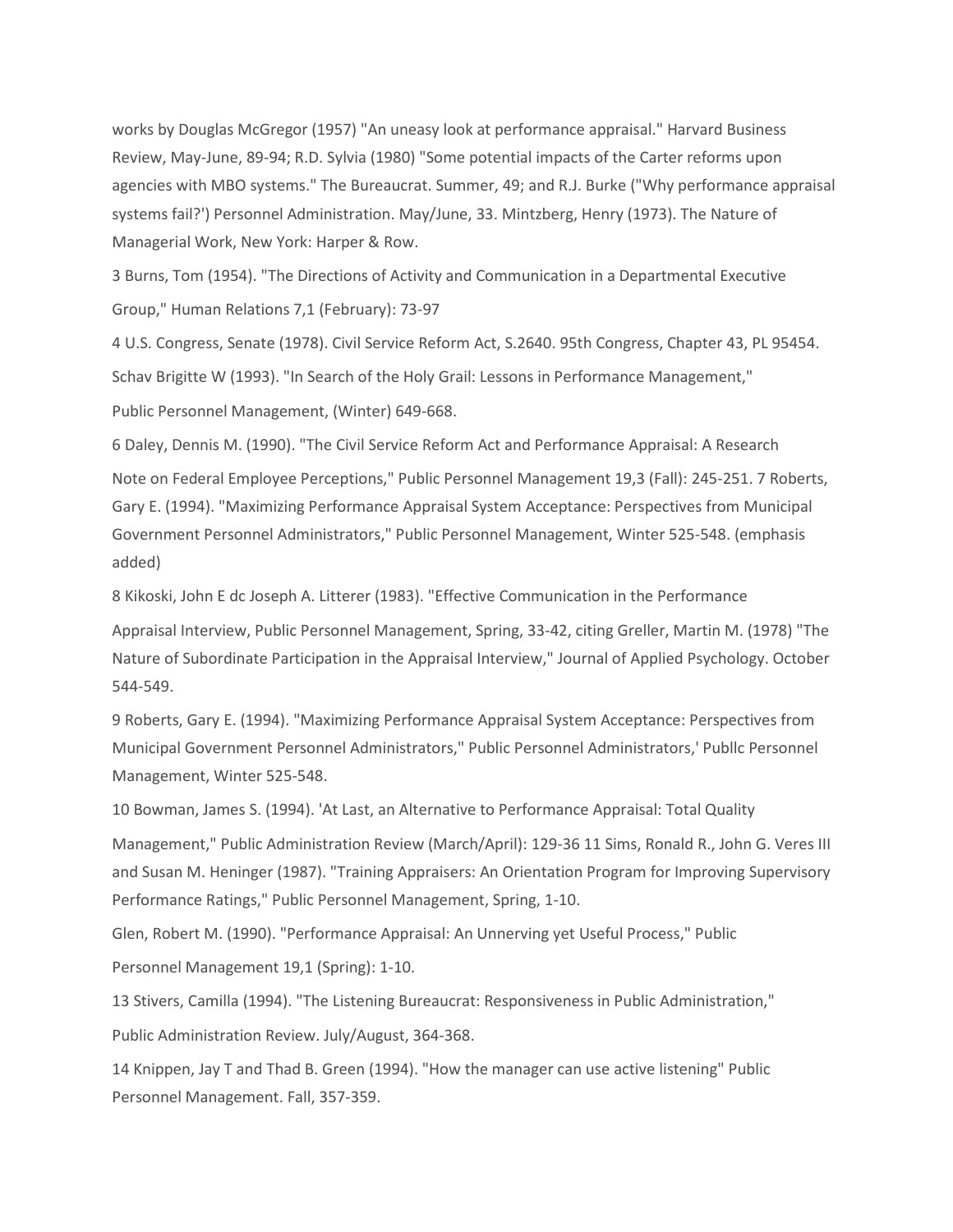works by Douglas McGregor (1957) "An uneasy look at performance appraisal." Harvard Business Review, May-June, 89-94; R.D. Sylvia (1980) "Some potential impacts of the Carter reforms upon agencies with MBO systems." The Bureaucrat. Summer, 49; and R.J. Burke ("Why performance appraisal systems fail?') Personnel Administration. May/June, 33. Mintzberg, Henry (1973). The Nature of Managerial Work, New York: Harper & Row.

3 Burns, Tom (1954). "The Directions of Activity and Communication in a Departmental Executive Group," Human Relations 7,1 (February): 73-97

4 U.S. Congress, Senate (1978). Civil Service Reform Act, S.2640. 95th Congress, Chapter 43, PL 95454.

Schav Brigitte W (1993). "In Search of the Holy Grail: Lessons in Performance Management," Public Personnel Management, (Winter) 649-668.

6 Daley, Dennis M. (1990). "The Civil Service Reform Act and Performance Appraisal: A Research Note on Federal Employee Perceptions," Public Personnel Management 19,3 (Fall): 245-251. 7 Roberts, Gary E. (1994). "Maximizing Performance Appraisal System Acceptance: Perspectives from Municipal Government Personnel Administrators," Public Personnel Management, Winter 525-548. (emphasis added)

8 Kikoski, John E dc Joseph A. Litterer (1983). "Effective Communication in the Performance Appraisal Interview, Public Personnel Management, Spring, 33-42, citing Greller, Martin M. (1978) "The Nature of Subordinate Participation in the Appraisal Interview," Journal of Applied Psychology. October 544-549.

9 Roberts, Gary E. (1994). "Maximizing Performance Appraisal System Acceptance: Perspectives from Municipal Government Personnel Administrators," Public Personnel Administrators,' Publlc Personnel Management, Winter 525-548.

10 Bowman, James S. (1994). 'At Last, an Alternative to Performance Appraisal: Total Quality Management," Public Administration Review (March/April): 129-36 11 Sims, Ronald R., John G. Veres III and Susan M. Heninger (1987). "Training Appraisers: An Orientation Program for Improving Supervisory Performance Ratings," Public Personnel Management, Spring, 1-10.

Glen, Robert M. (1990). "Performance Appraisal: An Unnerving yet Useful Process," Public Personnel Management 19,1 (Spring): 1-10.

13 Stivers, Camilla (1994). "The Listening Bureaucrat: Responsiveness in Public Administration," Public Administration Review. July/August, 364-368.

14 Knippen, Jay T and Thad B. Green (1994). "How the manager can use active listening" Public Personnel Management. Fall, 357-359.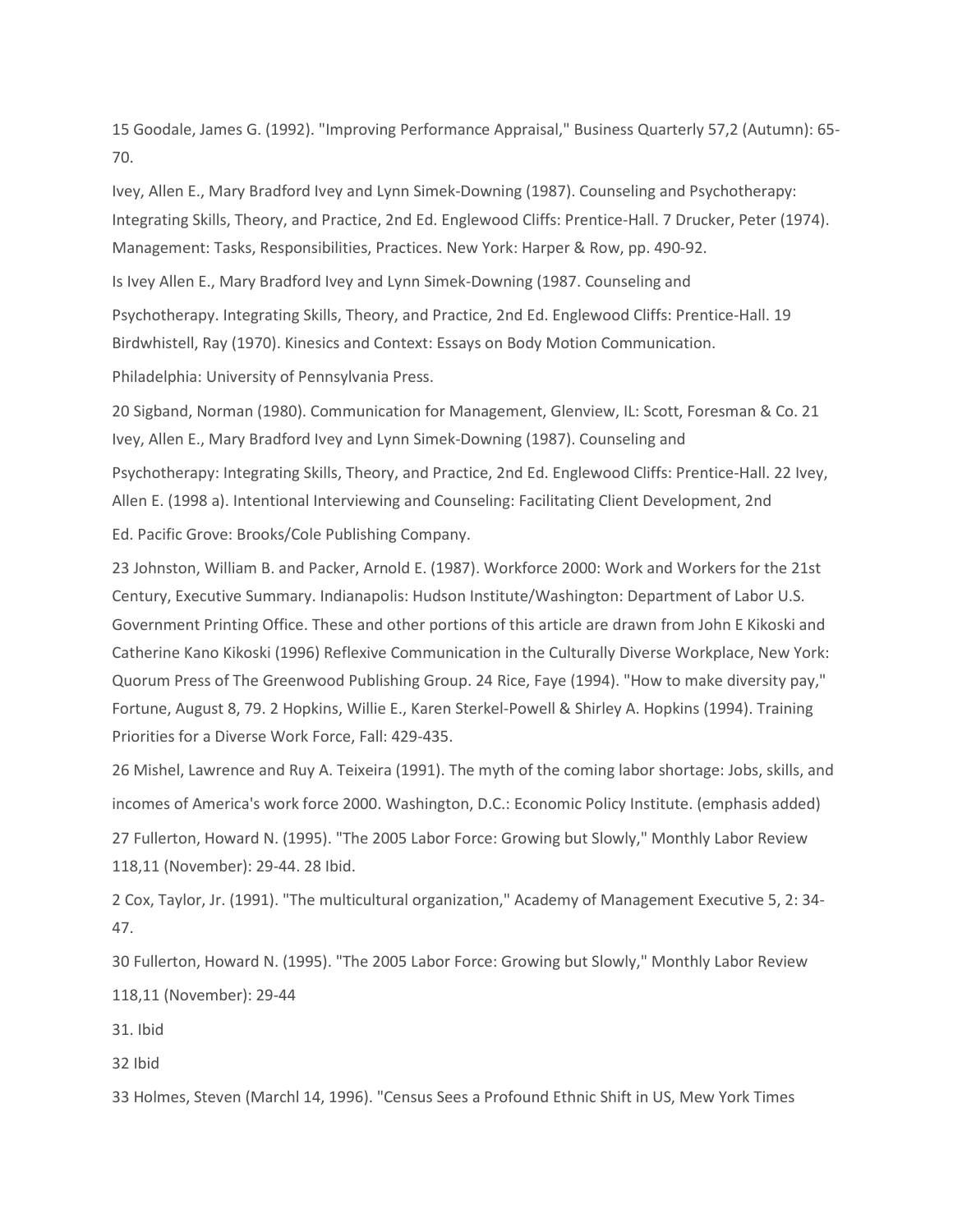15 Goodale, James G. (1992). "Improving Performance Appraisal," Business Quarterly 57,2 (Autumn): 65-70.

Ivey, Allen E., Mary Bradford Ivey and Lynn Simek-Downing (1987). Counseling and Psychotherapy: Integrating Skills, Theory, and Practice, 2nd Ed. Englewood Cliffs: Prentice-Hall. 7 Drucker, Peter (1974). Management: Tasks, Responsibilities, Practices. New York: Harper & Row, pp. 490-92.

Is Ivey Allen E., Mary Bradford Ivey and Lynn Simek-Downing (1987. Counseling and

Psychotherapy. Integrating Skills, Theory, and Practice, 2nd Ed. Englewood Cliffs: Prentice-Hall. 19 Birdwhistell, Ray (1970). Kinesics and Context: Essays on Body Motion Communication.

Philadelphia: University of Pennsylvania Press.

20 Sigband, Norman (1980). Communication for Management, Glenview, IL: Scott, Foresman & Co. 21 Ivey, Allen E., Mary Bradford Ivey and Lynn Simek-Downing (1987). Counseling and

Psychotherapy: Integrating Skills, Theory, and Practice, 2nd Ed. Englewood Cliffs: Prentice-Hall. 22 Ivey, Allen E. (1998 a). Intentional Interviewing and Counseling: Facilitating Client Development, 2nd

Ed. Pacific Grove: Brooks/Cole Publishing Company.

23 Johnston, William B. and Packer, Arnold E. (1987). Workforce 2000: Work and Workers for the 21st Century, Executive Summary. Indianapolis: Hudson Institute/Washington: Department of Labor U.S. Government Printing Office. These and other portions of this article are drawn from John E Kikoski and Catherine Kano Kikoski (1996) Reflexive Communication in the Culturally Diverse Workplace, New York: Quorum Press of The Greenwood Publishing Group. 24 Rice, Faye (1994). "How to make diversity pay," Fortune, August 8, 79. 2 Hopkins, Willie E., Karen Sterkel-Powell & Shirley A. Hopkins (1994). Training Priorities for a Diverse Work Force, Fall: 429-435.

26 Mishel, Lawrence and Ruy A. Teixeira (1991). The myth of the coming labor shortage: Jobs, skills, and incomes of America's work force 2000. Washington, D.C.: Economic Policy Institute. (emphasis added)

27 Fullerton, Howard N. (1995). "The 2005 Labor Force: Growing but Slowly," Monthly Labor Review 118,11 (November): 29-44. 28 Ibid.

2 Cox, Taylor, Jr. (1991). "The multicultural organization," Academy of Management Executive 5, 2: 34-47.

30 Fullerton, Howard N. (1995). "The 2005 Labor Force: Growing but Slowly," Monthly Labor Review 118,11 (November): 29-44

31. Ibid

32 Ibid

33 Holmes, Steven (Marchl 14, 1996). "Census Sees a Profound Ethnic Shift in US, Mew York Times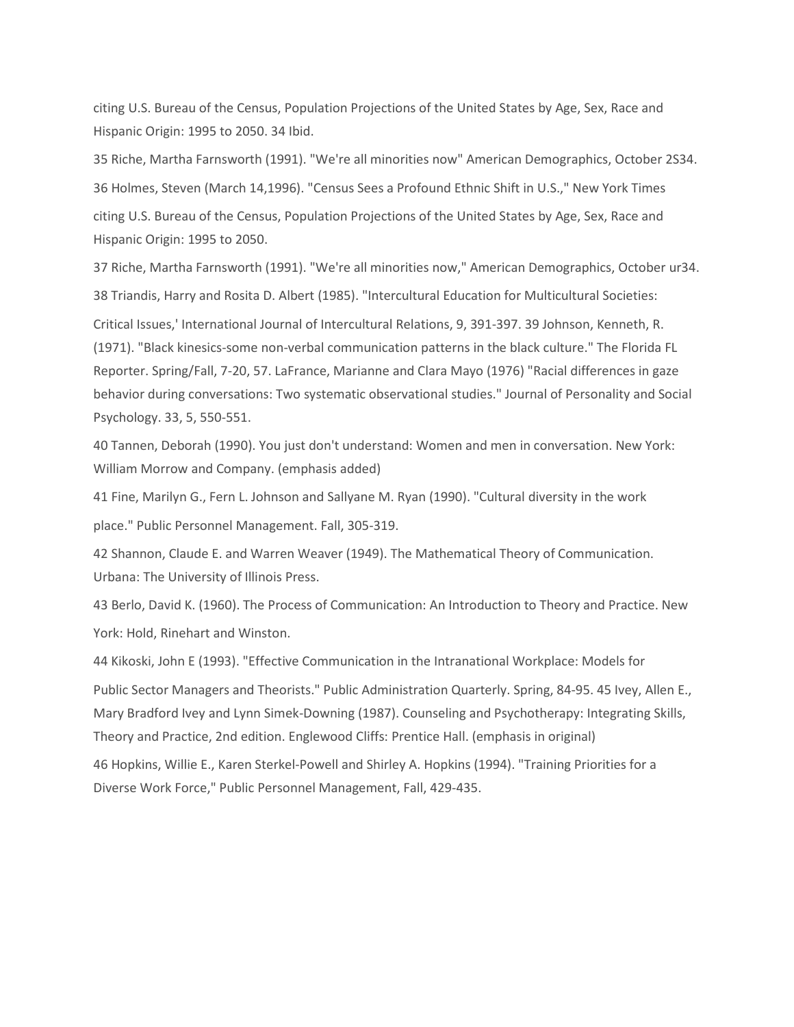citing U.S. Bureau of the Census, Population Projections of the United States by Age, Sex, Race and Hispanic Origin: 1995 to 2050. 34 Ibid.

35 Riche, Martha Farnsworth (1991). "We're all minorities now" American Demographics, October 2S34.

36 Holmes, Steven (March 14,1996). "Census Sees a Profound Ethnic Shift in U.S.," New York Times

citing U.S. Bureau of the Census, Population Projections of the United States by Age, Sex, Race and Hispanic Origin: 1995 to 2050.

37 Riche, Martha Farnsworth (1991). "We're all minorities now," American Demographics, October ur34.

38 Triandis, Harry and Rosita D. Albert (1985). "Intercultural Education for Multicultural Societies:

Critical Issues,' International Journal of Intercultural Relations, 9, 391-397. 39 Johnson, Kenneth, R. (1971). "Black kinesics-some non-verbal communication patterns in the black culture." The Florida FL Reporter. Spring/Fall, 7-20, 57. LaFrance, Marianne and Clara Mayo (1976) "Racial differences in gaze behavior during conversations: Two systematic observational studies." Journal of Personality and Social Psychology. 33, 5, 550-551.

40 Tannen, Deborah (1990). You just don't understand: Women and men in conversation. New York: William Morrow and Company. (emphasis added)

41 Fine, Marilyn G., Fern L. Johnson and Sallyane M. Ryan (1990). "Cultural diversity in the work

place." Public Personnel Management. Fall, 305-319.

42 Shannon, Claude E. and Warren Weaver (1949). The Mathematical Theory of Communication. Urbana: The University of Illinois Press.

43 Berlo, David K. (1960). The Process of Communication: An Introduction to Theory and Practice. New

York: Hold, Rinehart and Winston.

44 Kikoski, John E (1993). "Effective Communication in the Intranational Workplace: Models for

Public Sector Managers and Theorists." Public Administration Quarterly. Spring, 84-95. 45 Ivey, Allen E., Mary Bradford Ivey and Lynn Simek-Downing (1987). Counseling and Psychotherapy: Integrating Skills, Theory and Practice, 2nd edition. Englewood Cliffs: Prentice Hall. (emphasis in original)

46 Hopkins, Willie E., Karen Sterkel-Powell and Shirley A. Hopkins (1994). "Training Priorities for a Diverse Work Force," Public Personnel Management, Fall, 429-435.